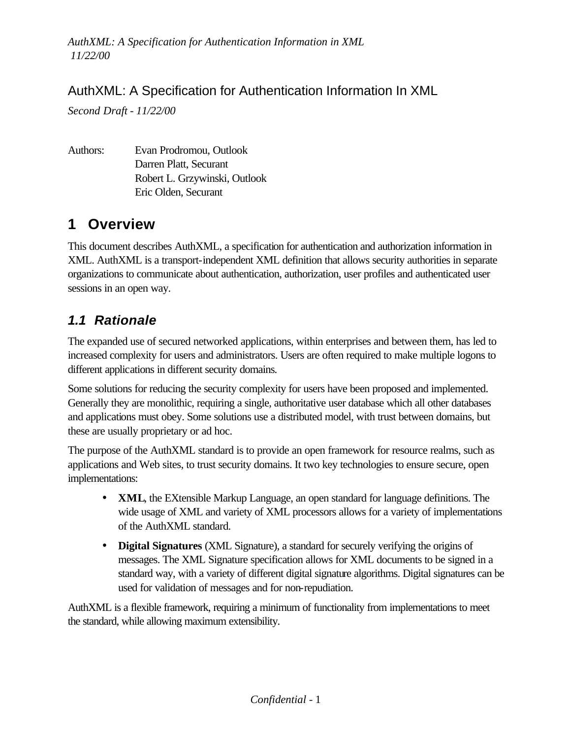# AuthXML: A Specification for Authentication Information In XML

*Second Draft - 11/22/00*

Authors: Evan Prodromou, Outlook
Darren Platt, Securant
Robert L. Grzywinski, Outlook
Eric Olden, Securant

## 1 Overview

This document describes AuthXML, a specification for authentication and authorization information in XML. AuthXML is a transport-independent XML definition that allows security authorities in separate organizations to communicate about authentication, authorization, user profiles and authenticated user sessions in an open way.

### *1.1 Rationale*

The expanded use of secured networked applications, within enterprises and between them, has led to increased complexity for users and administrators. Users are often required to make multiple logons to different applications in different security domains.

Some solutions for reducing the security complexity for users have been proposed and implemented. Generally they are monolithic, requiring a single, authoritative user database which all other databases and applications must obey. Some solutions use a distributed model, with trust between domains, but these are usually proprietary or ad hoc.

The purpose of the AuthXML standard is to provide an open framework for resource realms, such as applications and Web sites, to trust security domains. It two key technologies to ensure secure, open implementations:

- **XML**, the EXtensible Markup Language, an open standard for language definitions. The wide usage of XML and variety of XML processors allows for a variety of implementations of the AuthXML standard.
- **Digital Signatures** (XML Signature), a standard for securely verifying the origins of messages. The XML Signature specification allows for XML documents to be signed in a standard way, with a variety of different digital signature algorithms. Digital signatures can be used for validation of messages and for non-repudiation.

AuthXML is a flexible framework, requiring a minimum of functionality from implementations to meet the standard, while allowing maximum extensibility.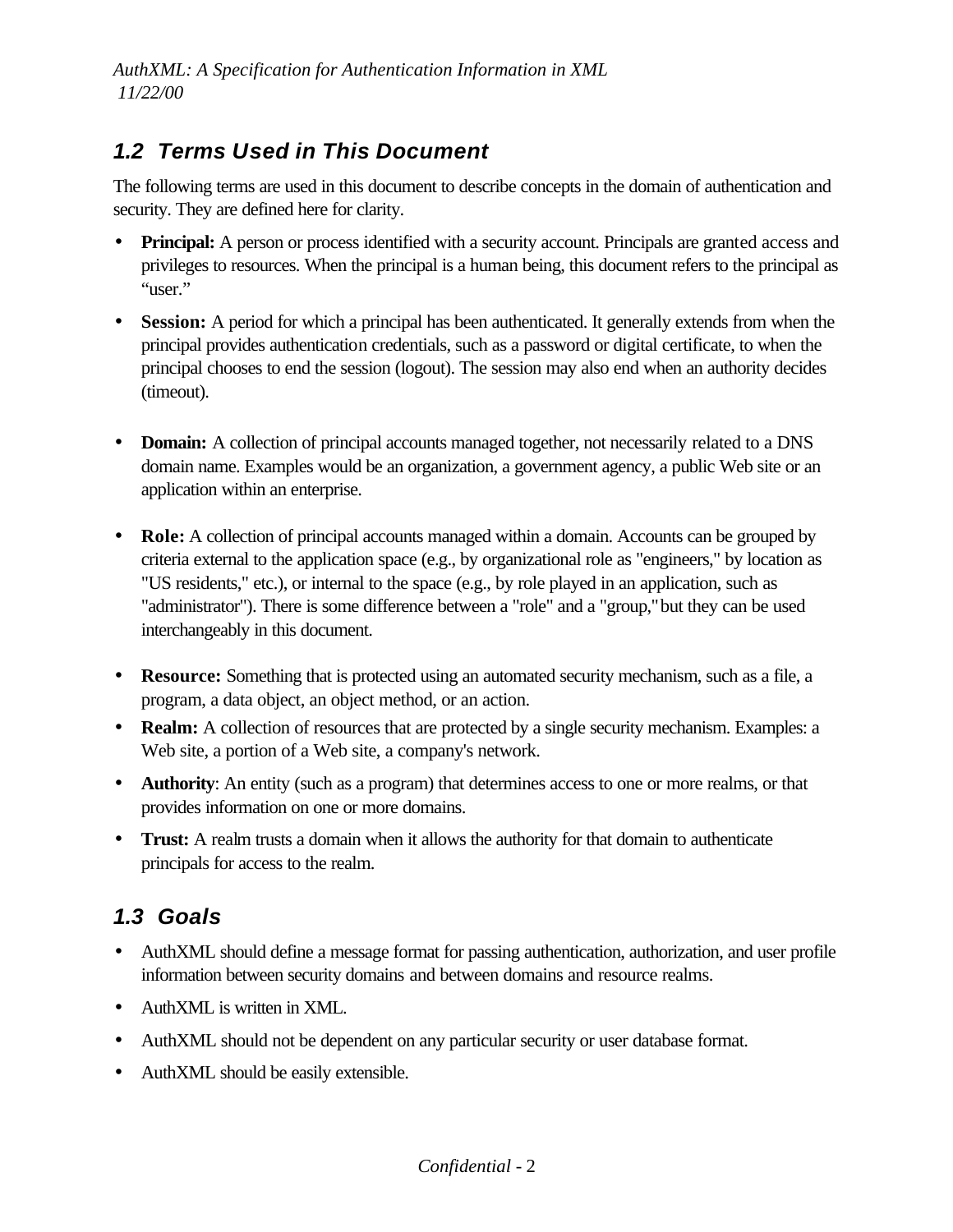## 1.2 Terms Used in This Document

The following terms are used in this document to describe concepts in the domain of authentication and security. They are defined here for clarity.

- **Principal:** A person or process identified with a security account. Principals are granted access and privileges to resources. When the principal is a human being, this document refers to the principal as "user."
- **Session:** A period for which a principal has been authenticated. It generally extends from when the principal provides authentication credentials, such as a password or digital certificate, to when the principal chooses to end the session (logout). The session may also end when an authority decides (timeout).
- **Domain:** A collection of principal accounts managed together, not necessarily related to a DNS domain name. Examples would be an organization, a government agency, a public Web site or an application within an enterprise.
- **Role:** A collection of principal accounts managed within a domain. Accounts can be grouped by criteria external to the application space (e.g., by organizational role as "engineers," by location as "US residents," etc.), or internal to the space (e.g., by role played in an application, such as "administrator"). There is some difference between a "role" and a "group," but they can be used interchangeably in this document.
- **Resource:** Something that is protected using an automated security mechanism, such as a file, a program, a data object, an object method, or an action.
- **Realm:** A collection of resources that are protected by a single security mechanism. Examples: a Web site, a portion of a Web site, a company's network.
- **Authority**: An entity (such as a program) that determines access to one or more realms, or that provides information on one or more domains.
- **Trust:** A realm trusts a domain when it allows the authority for that domain to authenticate principals for access to the realm.

## 1.3 Goals

- AuthXML should define a message format for passing authentication, authorization, and user profile information between security domains and between domains and resource realms.
- AuthXML is written in XML.
- AuthXML should not be dependent on any particular security or user database format.
- AuthXML should be easily extensible.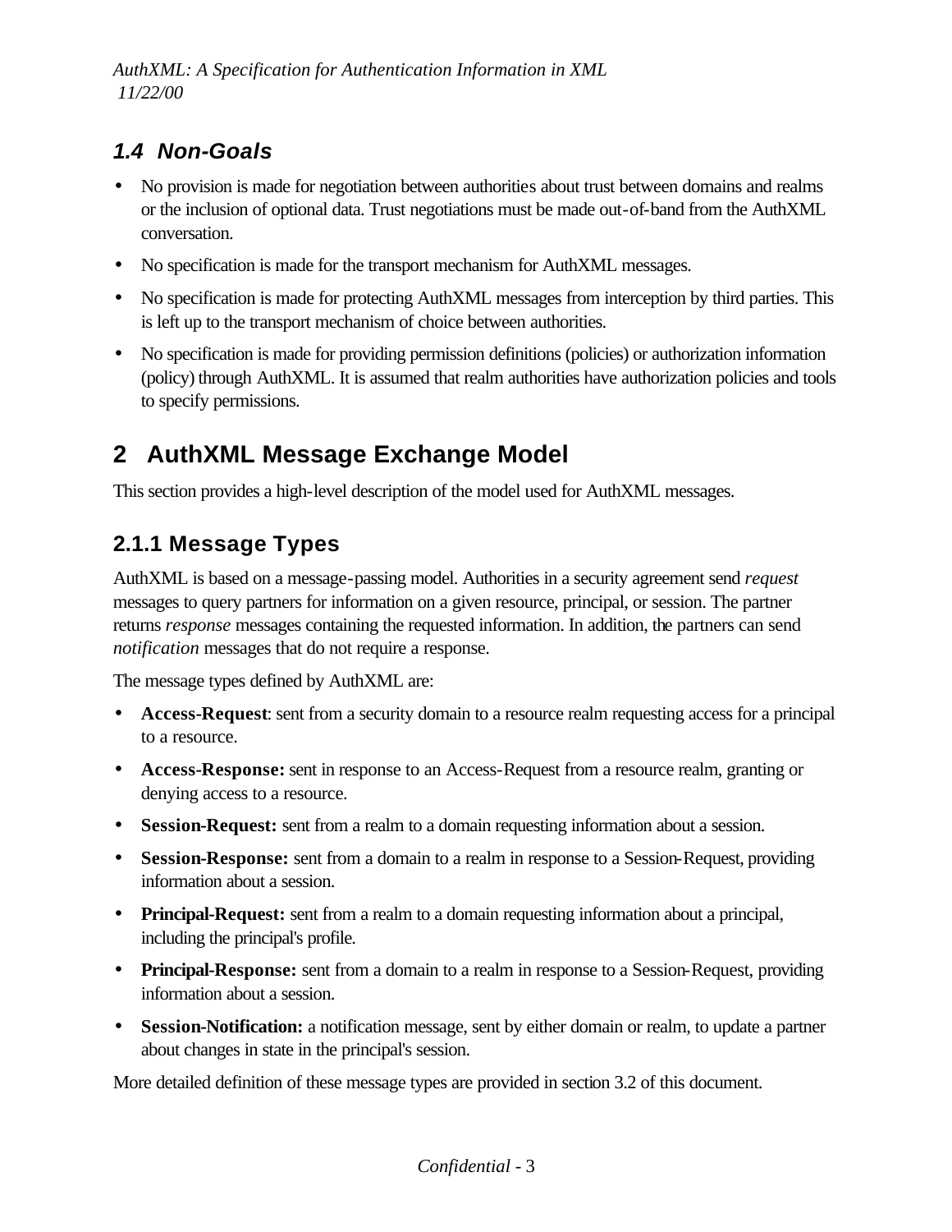## 1.4 Non-Goals

- No provision is made for negotiation between authorities about trust between domains and realms or the inclusion of optional data. Trust negotiations must be made out-of-band from the AuthXML conversation.
- No specification is made for the transport mechanism for AuthXML messages.
- No specification is made for protecting AuthXML messages from interception by third parties. This is left up to the transport mechanism of choice between authorities.
- No specification is made for providing permission definitions (policies) or authorization information (policy) through AuthXML. It is assumed that realm authorities have authorization policies and tools to specify permissions.

# 2 AuthXML Message Exchange Model

This section provides a high-level description of the model used for AuthXML messages.

### 2.1.1 Message Types

AuthXML is based on a message-passing model. Authorities in a security agreement send *request* messages to query partners for information on a given resource, principal, or session. The partner returns *response* messages containing the requested information. In addition, the partners can send *notification* messages that do not require a response.

The message types defined by AuthXML are:

- **Access-Request**: sent from a security domain to a resource realm requesting access for a principal to a resource.
- **Access-Response:** sent in response to an Access-Request from a resource realm, granting or denying access to a resource.
- **Session-Request:** sent from a realm to a domain requesting information about a session.
- **Session-Response:** sent from a domain to a realm in response to a Session-Request, providing information about a session.
- **Principal-Request:** sent from a realm to a domain requesting information about a principal, including the principal's profile.
- **Principal-Response:** sent from a domain to a realm in response to a Session-Request, providing information about a session.
- **Session-Notification:** a notification message, sent by either domain or realm, to update a partner about changes in state in the principal's session.

More detailed definition of these message types are provided in section 3.2 of this document.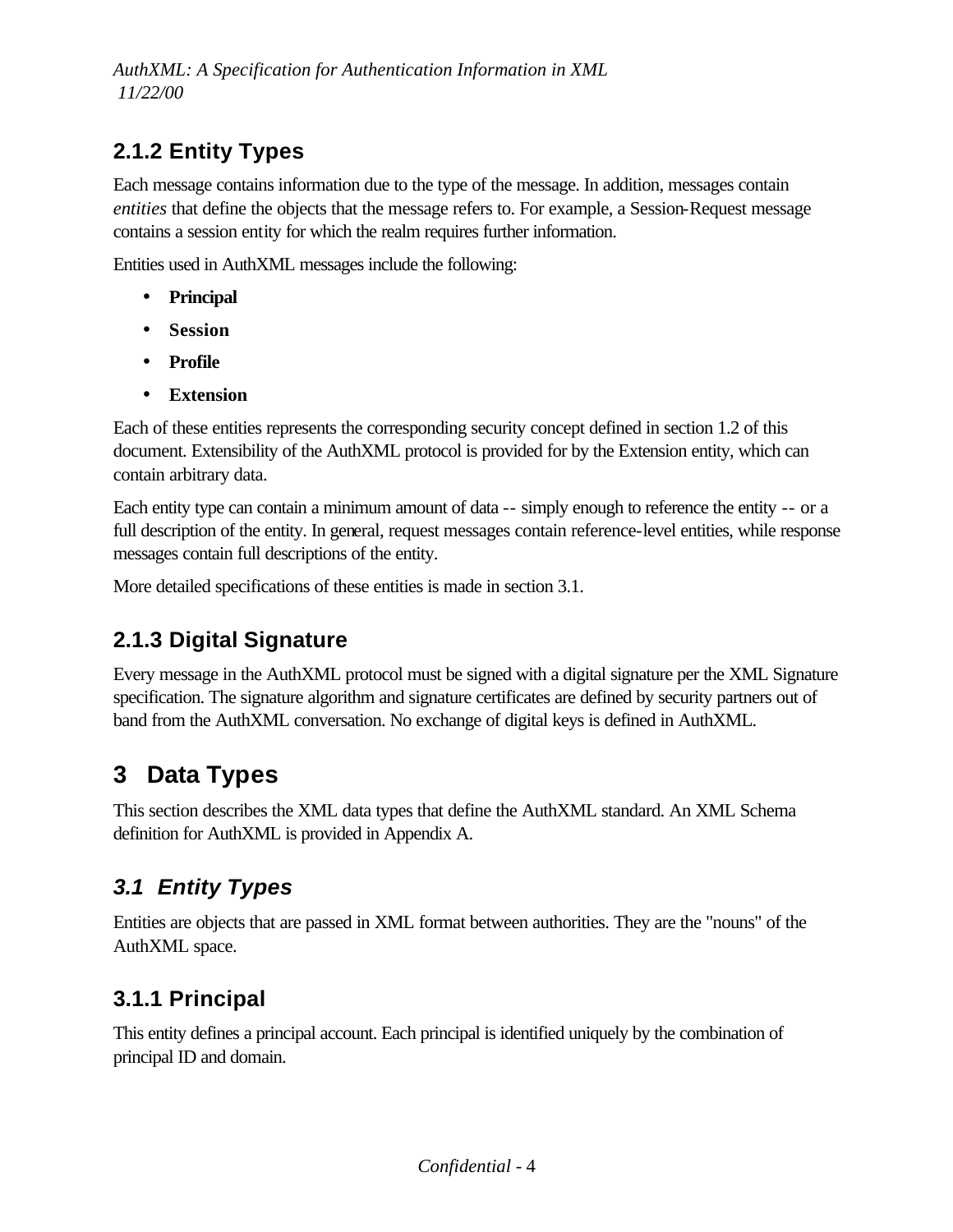### 2.1.2 Entity Types

Each message contains information due to the type of the message. In addition, messages contain *entities* that define the objects that the message refers to. For example, a Session-Request message contains a session entity for which the realm requires further information.

Entities used in AuthXML messages include the following:

- **Principal**
- **Session**
- **Profile**
- **Extension**

Each of these entities represents the corresponding security concept defined in section 1.2 of this document. Extensibility of the AuthXML protocol is provided for by the Extension entity, which can contain arbitrary data.

Each entity type can contain a minimum amount of data -- simply enough to reference the entity -- or a full description of the entity. In general, request messages contain reference-level entities, while response messages contain full descriptions of the entity.

More detailed specifications of these entities is made in section 3.1.

### 2.1.3 Digital Signature

Every message in the AuthXML protocol must be signed with a digital signature per the XML Signature specification. The signature algorithm and signature certificates are defined by security partners out of band from the AuthXML conversation. No exchange of digital keys is defined in AuthXML.

# 3 Data Types

This section describes the XML data types that define the AuthXML standard. An XML Schema definition for AuthXML is provided in Appendix A.

## *3.1 Entity Types*

Entities are objects that are passed in XML format between authorities. They are the "nouns" of the AuthXML space.

### 3.1.1 Principal

This entity defines a principal account. Each principal is identified uniquely by the combination of principal ID and domain.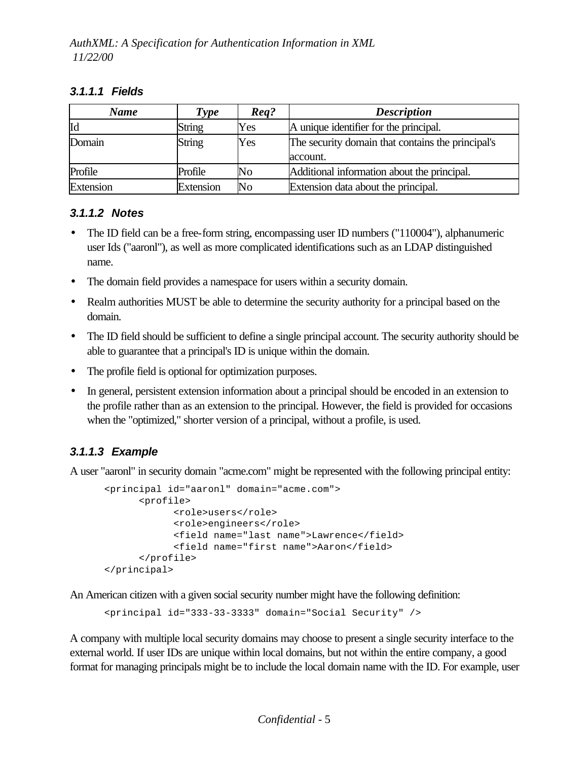#### 3.1.1.1 Fields

| *Name* | *Type* | *Req?* | *Description* |
|---|---|---|---|
| Id | String | Yes | A unique identifier for the principal. |
| Domain | String | Yes | The security domain that contains the principal's account. |
| Profile | Profile | No | Additional information about the principal. |
| Extension | Extension | No | Extension data about the principal. |

#### 3.1.1.2 Notes

- The ID field can be a free-form string, encompassing user ID numbers ("110004"), alphanumeric user Ids ("aaronl"), as well as more complicated identifications such as an LDAP distinguished name.
- The domain field provides a namespace for users within a security domain.
- Realm authorities MUST be able to determine the security authority for a principal based on the domain.
- The ID field should be sufficient to define a single principal account. The security authority should be able to guarantee that a principal's ID is unique within the domain.
- The profile field is optional for optimization purposes.
- In general, persistent extension information about a principal should be encoded in an extension to the profile rather than as an extension to the principal. However, the field is provided for occasions when the "optimized," shorter version of a principal, without a profile, is used.

#### 3.1.1.3 Example

A user "aaronl" in security domain "acme.com" might be represented with the following principal entity:

```
<principal id="aaronl" domain="acme.com">
      <profile>
            <role>users</role>
            <role>engineers</role>
            <field name="last name">Lawrence</field>
            <field name="first name">Aaron</field>
      </profile>
</principal>
```

An American citizen with a given social security number might have the following definition:

```
<principal id="333-33-3333" domain="Social Security" />
```

A company with multiple local security domains may choose to present a single security interface to the external world. If user IDs are unique within local domains, but not within the entire company, a good format for managing principals might be to include the local domain name with the ID. For example, user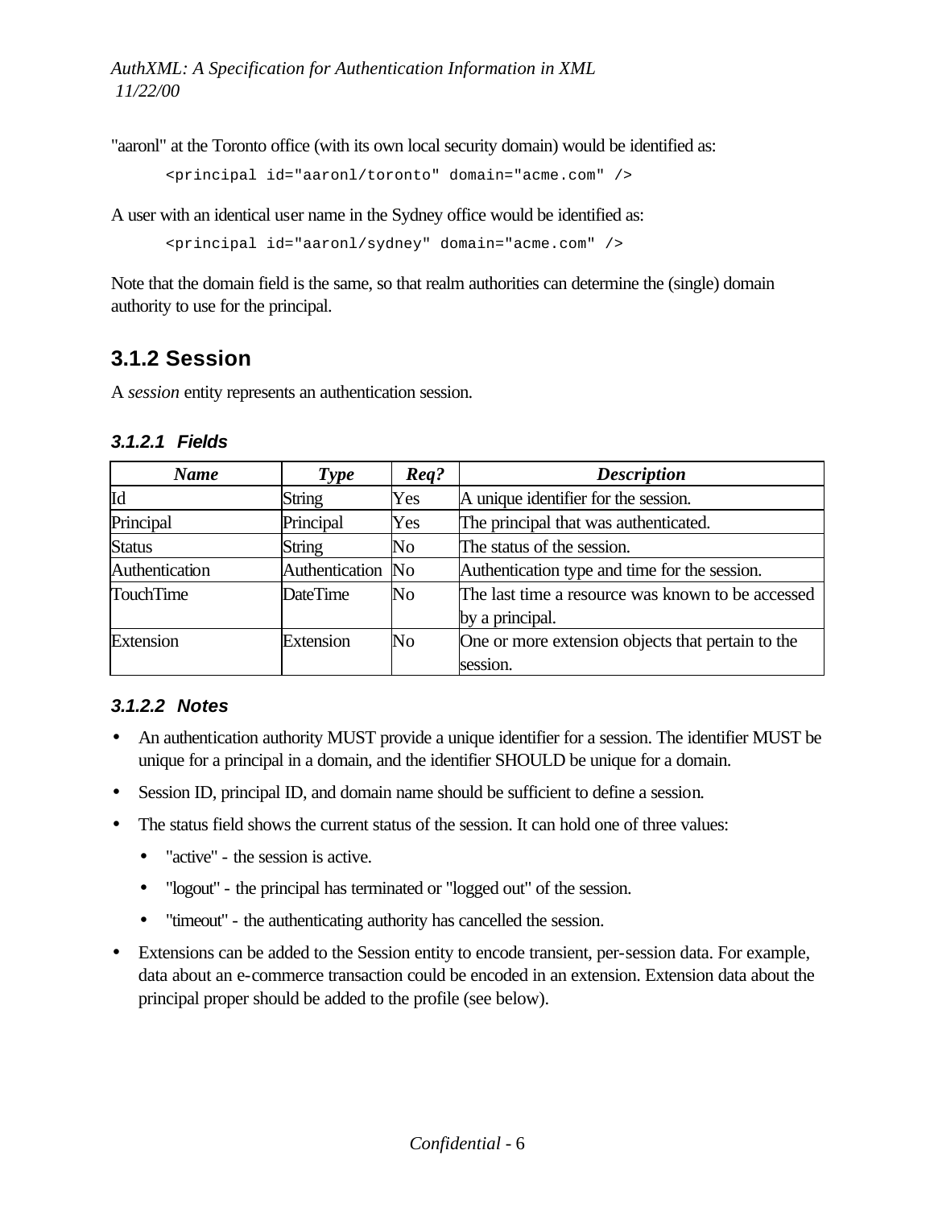"aaronl" at the Toronto office (with its own local security domain) would be identified as:

```
<principal id="aaronl/toronto" domain="acme.com" />
```

A user with an identical user name in the Sydney office would be identified as:

```
<principal id="aaronl/sydney" domain="acme.com" />
```

Note that the domain field is the same, so that realm authorities can determine the (single) domain authority to use for the principal.

## 3.1.2 Session

A *session* entity represents an authentication session.

#### 3.1.2.1 Fields

| *Name* | *Type* | *Req?* | *Description* |
|---|---|---|---|
| Id | String | Yes | A unique identifier for the session. |
| Principal | Principal | Yes | The principal that was authenticated. |
| Status | String | No | The status of the session. |
| Authentication | Authentication | No | Authentication type and time for the session. |
| TouchTime | DateTime | No | The last time a resource was known to be accessed by a principal. |
| Extension | Extension | No | One or more extension objects that pertain to the session. |

#### 3.1.2.2 Notes

- An authentication authority MUST provide a unique identifier for a session. The identifier MUST be unique for a principal in a domain, and the identifier SHOULD be unique for a domain.
- Session ID, principal ID, and domain name should be sufficient to define a session.
- The status field shows the current status of the session. It can hold one of three values:
  - "active" - the session is active.
  - "logout" - the principal has terminated or "logged out" of the session.
  - "timeout" - the authenticating authority has cancelled the session.
- Extensions can be added to the Session entity to encode transient, per-session data. For example, data about an e-commerce transaction could be encoded in an extension. Extension data about the principal proper should be added to the profile (see below).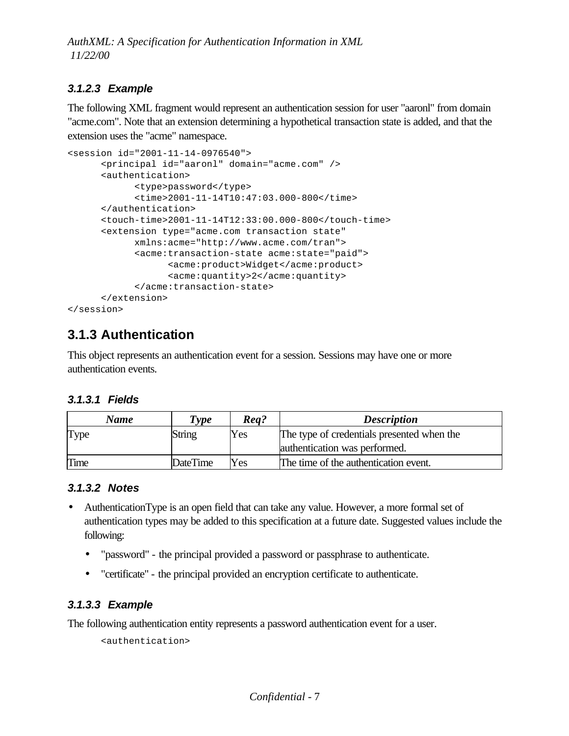#### 3.1.2.3 Example

The following XML fragment would represent an authentication session for user "aaronl" from domain "acme.com". Note that an extension determining a hypothetical transaction state is added, and that the extension uses the "acme" namespace.

```
<session id="2001-11-14-0976540">
      <principal id="aaronl" domain="acme.com" />
      <authentication>
            <type>password</type>
            <time>2001-11-14T10:47:03.000-800</time>
      </authentication>
      <touch-time>2001-11-14T12:33:00.000-800</touch-time>
      <extension type="acme.com transaction state"
            xmlns:acme="http://www.acme.com/tran">
            <acme:transaction-state acme:state="paid">
                  <acme:product>Widget</acme:product>
                  <acme:quantity>2</acme:quantity>
            </acme:transaction-state>
      </extension>
</session>
```

### 3.1.3 Authentication

This object represents an authentication event for a session. Sessions may have one or more authentication events.

#### 3.1.3.1 Fields

| *Name* | *Type* | *Req?* | *Description* |
|---|---|---|---|
| Type | String | Yes | The type of credentials presented when the authentication was performed. |
| Time | DateTime | Yes | The time of the authentication event. |

#### 3.1.3.2 Notes

- AuthenticationType is an open field that can take any value. However, a more formal set of authentication types may be added to this specification at a future date. Suggested values include the following:
  - "password" - the principal provided a password or passphrase to authenticate.
  - "certificate" - the principal provided an encryption certificate to authenticate.

#### 3.1.3.3 Example

The following authentication entity represents a password authentication event for a user.

```
<authentication>
```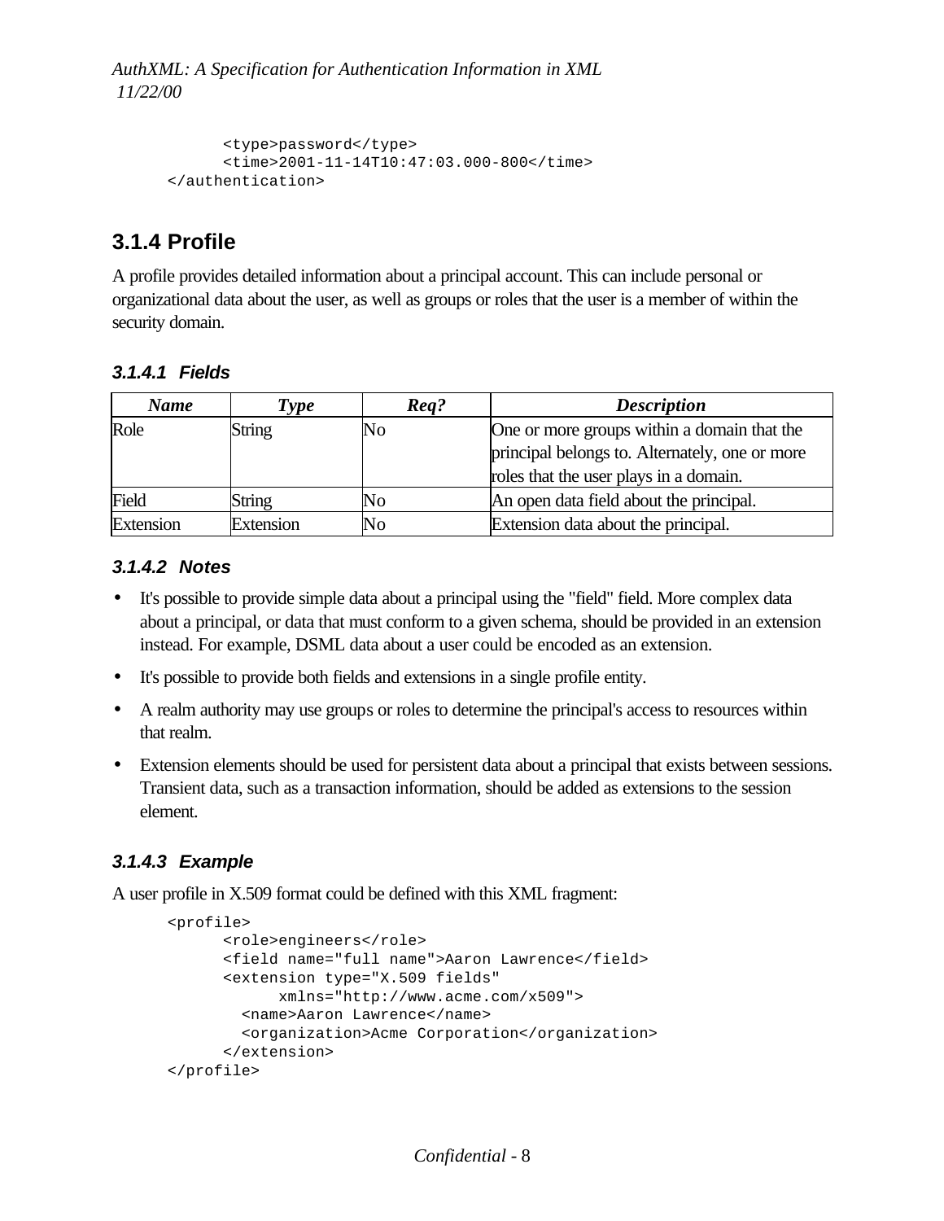```
      <type>password</type>
      <time>2001-11-14T10:47:03.000-800</time>
</authentication>
```

### 3.1.4 Profile

A profile provides detailed information about a principal account. This can include personal or organizational data about the user, as well as groups or roles that the user is a member of within the security domain.

#### 3.1.4.1 Fields

| Name | Type | Req? | Description |
|---|---|---|---|
| Role | String | No | One or more groups within a domain that the principal belongs to. Alternately, one or more roles that the user plays in a domain. |
| Field | String | No | An open data field about the principal. |
| Extension | Extension | No | Extension data about the principal. |

#### 3.1.4.2 Notes

- It's possible to provide simple data about a principal using the "field" field. More complex data about a principal, or data that must conform to a given schema, should be provided in an extension instead. For example, DSML data about a user could be encoded as an extension.
- It's possible to provide both fields and extensions in a single profile entity.
- A realm authority may use groups or roles to determine the principal's access to resources within that realm.
- Extension elements should be used for persistent data about a principal that exists between sessions. Transient data, such as a transaction information, should be added as extensions to the session element.

#### 3.1.4.3 Example

A user profile in X.509 format could be defined with this XML fragment:

```
<profile>
      <role>engineers</role>
      <field name="full name">Aaron Lawrence</field>
      <extension type="X.509 fields"
            xmlns="http://www.acme.com/x509">
        <name>Aaron Lawrence</name>
        <organization>Acme Corporation</organization>
      </extension>
</profile>
```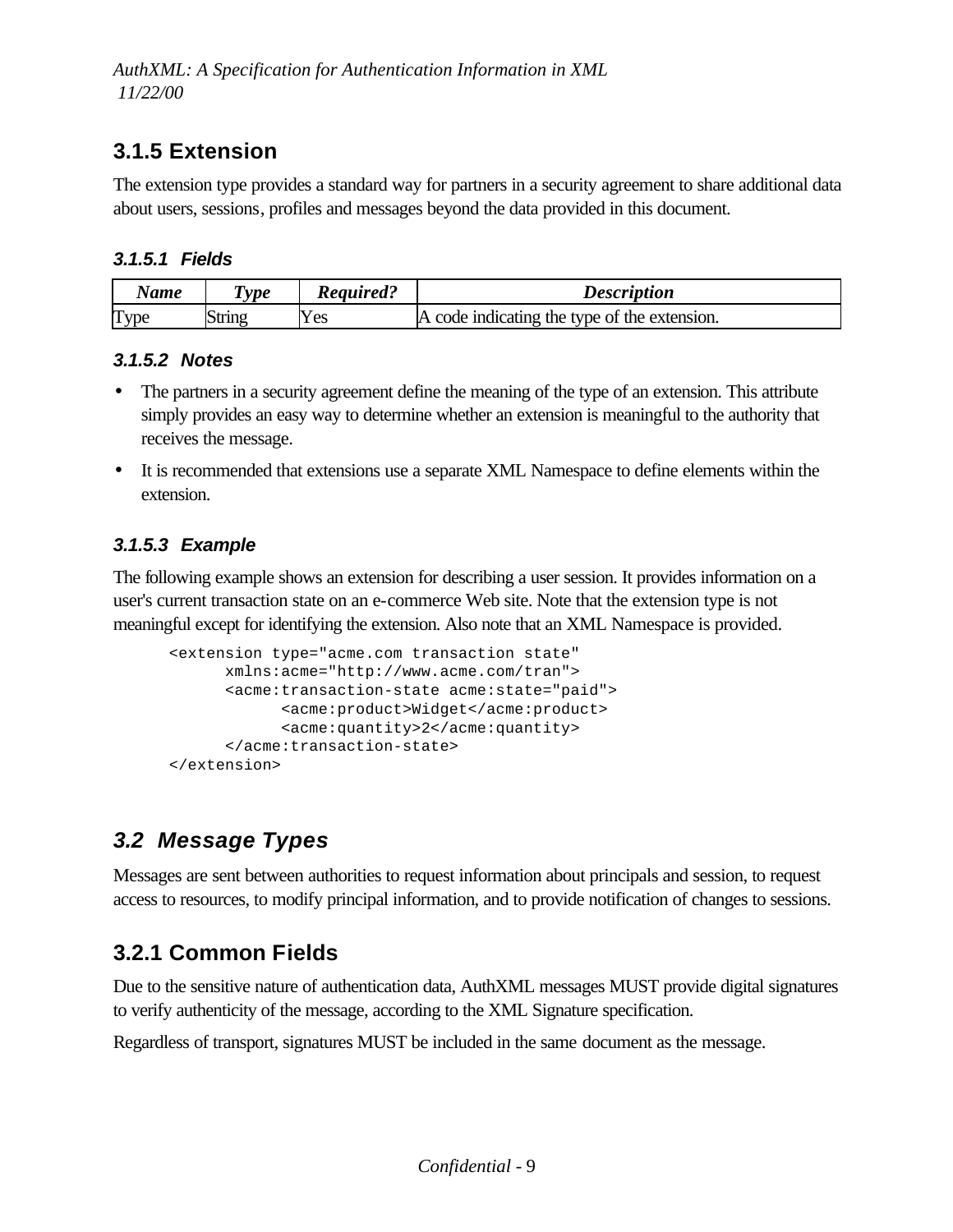### 3.1.5 Extension

The extension type provides a standard way for partners in a security agreement to share additional data about users, sessions, profiles and messages beyond the data provided in this document.

#### 3.1.5.1 Fields

| *Name* | *Type* | *Required?* | *Description* |
| --- | --- | --- | --- |
| Type | String | Yes | A code indicating the type of the extension. |

#### 3.1.5.2 Notes

- The partners in a security agreement define the meaning of the type of an extension. This attribute simply provides an easy way to determine whether an extension is meaningful to the authority that receives the message.
- It is recommended that extensions use a separate XML Namespace to define elements within the extension.

#### 3.1.5.3 Example

The following example shows an extension for describing a user session. It provides information on a user's current transaction state on an e-commerce Web site. Note that the extension type is not meaningful except for identifying the extension. Also note that an XML Namespace is provided.

```
<extension type="acme.com transaction state"
      xmlns:acme="http://www.acme.com/tran">
      <acme:transaction-state acme:state="paid">
            <acme:product>Widget</acme:product>
            <acme:quantity>2</acme:quantity>
      </acme:transaction-state>
</extension>
```

## 3.2 Message Types

Messages are sent between authorities to request information about principals and session, to request access to resources, to modify principal information, and to provide notification of changes to sessions.

### 3.2.1 Common Fields

Due to the sensitive nature of authentication data, AuthXML messages MUST provide digital signatures to verify authenticity of the message, according to the XML Signature specification.

Regardless of transport, signatures MUST be included in the same document as the message.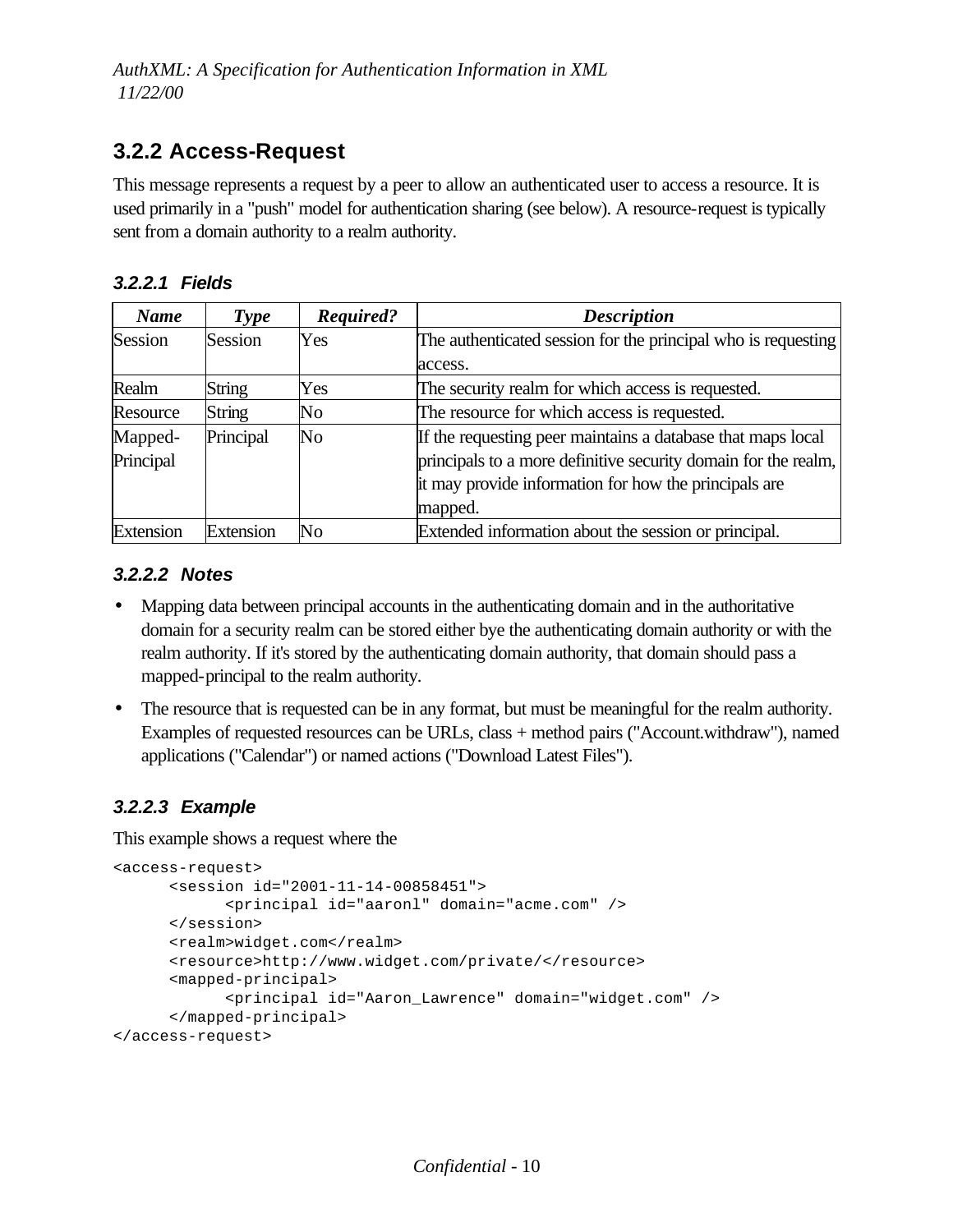### 3.2.2 Access-Request

This message represents a request by a peer to allow an authenticated user to access a resource. It is used primarily in a "push" model for authentication sharing (see below). A resource-request is typically sent from a domain authority to a realm authority.

#### 3.2.2.1 Fields

| *Name* | *Type* | *Required?* | *Description* |
|---|---|---|---|
| Session | Session | Yes | The authenticated session for the principal who is requesting access. |
| Realm | String | Yes | The security realm for which access is requested. |
| Resource | String | No | The resource for which access is requested. |
| Mapped-Principal | Principal | No | If the requesting peer maintains a database that maps local principals to a more definitive security domain for the realm, it may provide information for how the principals are mapped. |
| Extension | Extension | No | Extended information about the session or principal. |

#### 3.2.2.2 Notes

- Mapping data between principal accounts in the authenticating domain and in the authoritative domain for a security realm can be stored either bye the authenticating domain authority or with the realm authority. If it's stored by the authenticating domain authority, that domain should pass a mapped-principal to the realm authority.
- The resource that is requested can be in any format, but must be meaningful for the realm authority. Examples of requested resources can be URLs, class + method pairs ("Account.withdraw"), named applications ("Calendar") or named actions ("Download Latest Files").

#### 3.2.2.3 Example

This example shows a request where the

```
<access-request>
      <session id="2001-11-14-00858451">
            <principal id="aaronl" domain="acme.com" />
      </session>
      <realm>widget.com</realm>
      <resource>http://www.widget.com/private/</resource>
      <mapped-principal>
            <principal id="Aaron_Lawrence" domain="widget.com" />
      </mapped-principal>
</access-request>
```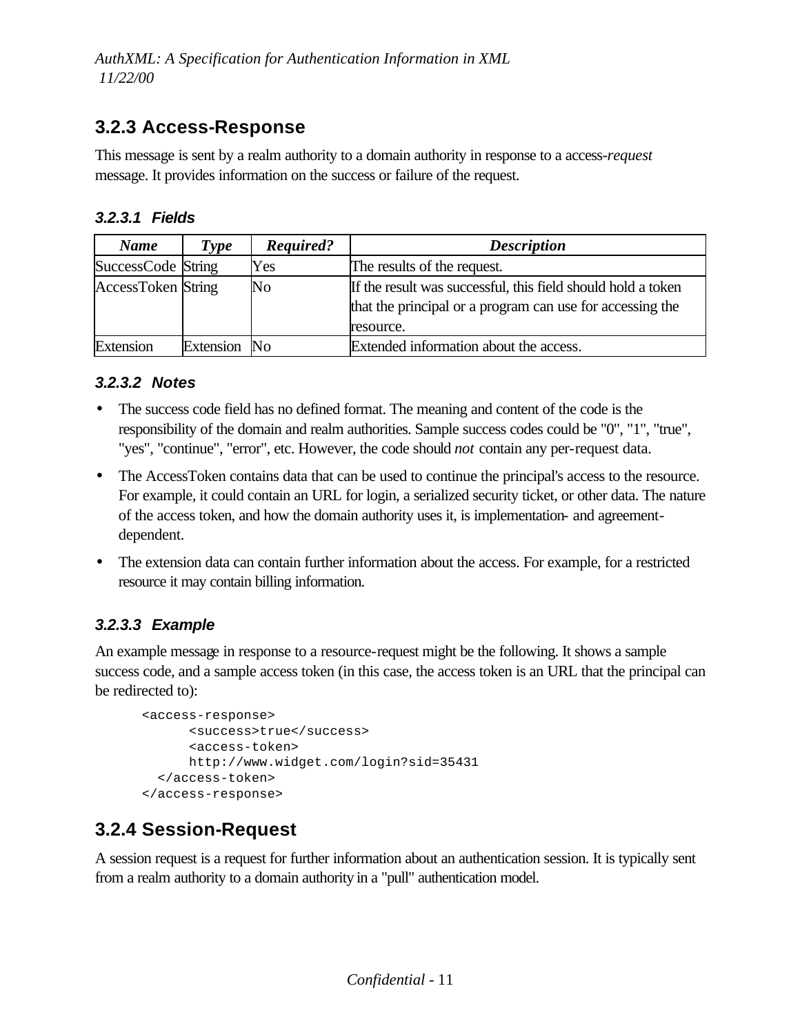## 3.2.3 Access-Response

This message is sent by a realm authority to a domain authority in response to a access-*request* message. It provides information on the success or failure of the request.

#### 3.2.3.1 Fields

| *Name* | *Type* | *Required?* | *Description* |
|---|---|---|---|
| SuccessCode | String | Yes | The results of the request. |
| AccessToken | String | No | If the result was successful, this field should hold a token that the principal or a program can use for accessing the resource. |
| Extension | Extension | No | Extended information about the access. |

#### 3.2.3.2 Notes

- The success code field has no defined format. The meaning and content of the code is the responsibility of the domain and realm authorities. Sample success codes could be "0", "1", "true", "yes", "continue", "error", etc. However, the code should *not* contain any per-request data.
- The AccessToken contains data that can be used to continue the principal's access to the resource. For example, it could contain an URL for login, a serialized security ticket, or other data. The nature of the access token, and how the domain authority uses it, is implementation- and agreement-dependent.
- The extension data can contain further information about the access. For example, for a restricted resource it may contain billing information.

#### 3.2.3.3 Example

An example message in response to a resource-request might be the following. It shows a sample success code, and a sample access token (in this case, the access token is an URL that the principal can be redirected to):

```
<access-response>
      <success>true</success>
      <access-token>
      http://www.widget.com/login?sid=35431
  </access-token>
</access-response>
```

## 3.2.4 Session-Request

A session request is a request for further information about an authentication session. It is typically sent from a realm authority to a domain authority in a "pull" authentication model.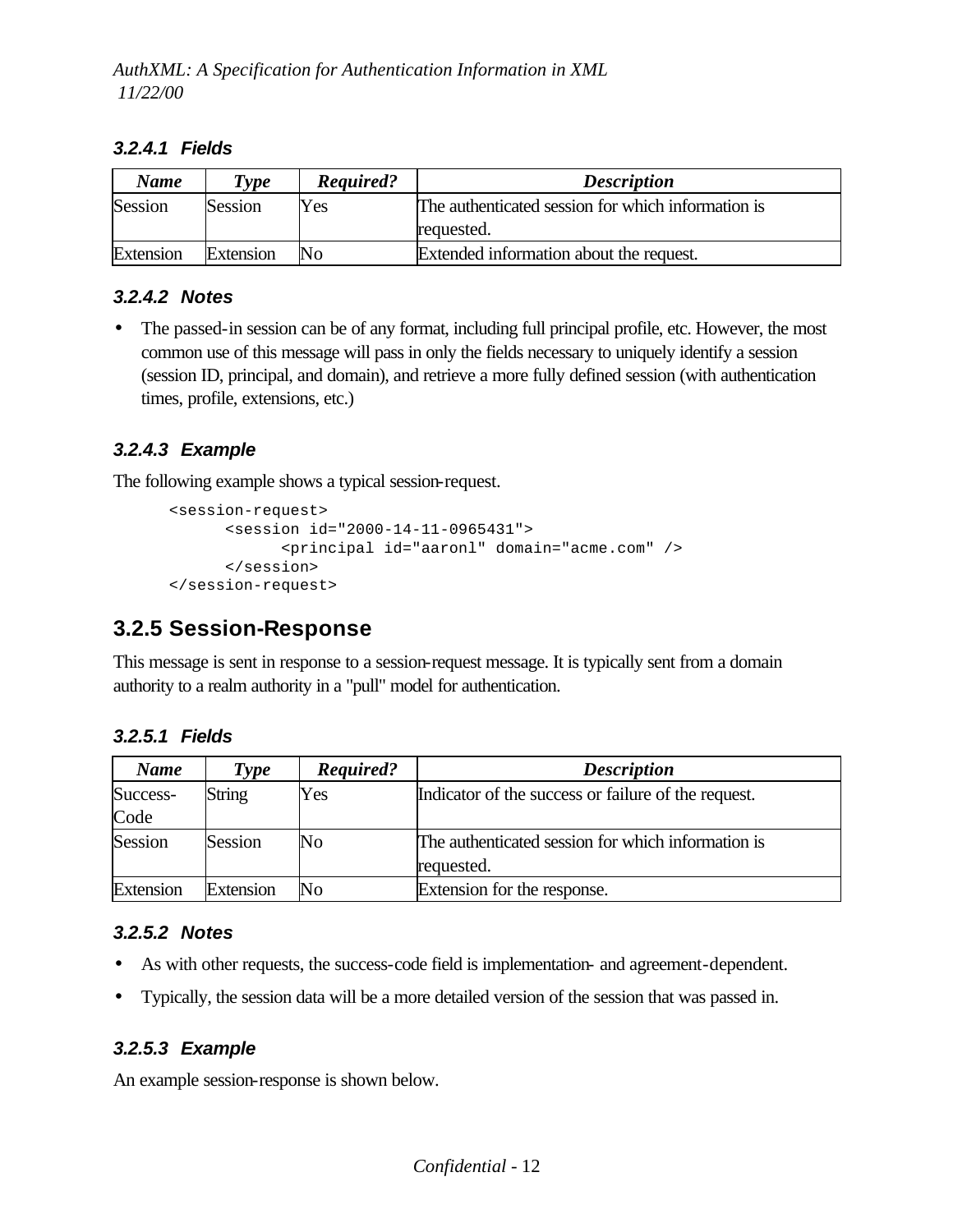#### 3.2.4.1 Fields

| Name | Type | Required? | Description |
| --- | --- | --- | --- |
| Session | Session | Yes | The authenticated session for which information is requested. |
| Extension | Extension | No | Extended information about the request. |

#### 3.2.4.2 Notes

- The passed-in session can be of any format, including full principal profile, etc. However, the most common use of this message will pass in only the fields necessary to uniquely identify a session (session ID, principal, and domain), and retrieve a more fully defined session (with authentication times, profile, extensions, etc.)

#### 3.2.4.3 Example

The following example shows a typical session-request.

```
<session-request>
      <session id="2000-14-11-0965431">
            <principal id="aaronl" domain="acme.com" />
      </session>
</session-request>
```

### 3.2.5 Session-Response

This message is sent in response to a session-request message. It is typically sent from a domain authority to a realm authority in a "pull" model for authentication.

#### 3.2.5.1 Fields

| Name | Type | Required? | Description |
| --- | --- | --- | --- |
| Success-Code | String | Yes | Indicator of the success or failure of the request. |
| Session | Session | No | The authenticated session for which information is requested. |
| Extension | Extension | No | Extension for the response. |

#### 3.2.5.2 Notes

- As with other requests, the success-code field is implementation- and agreement-dependent.
- Typically, the session data will be a more detailed version of the session that was passed in.

#### 3.2.5.3 Example

An example session-response is shown below.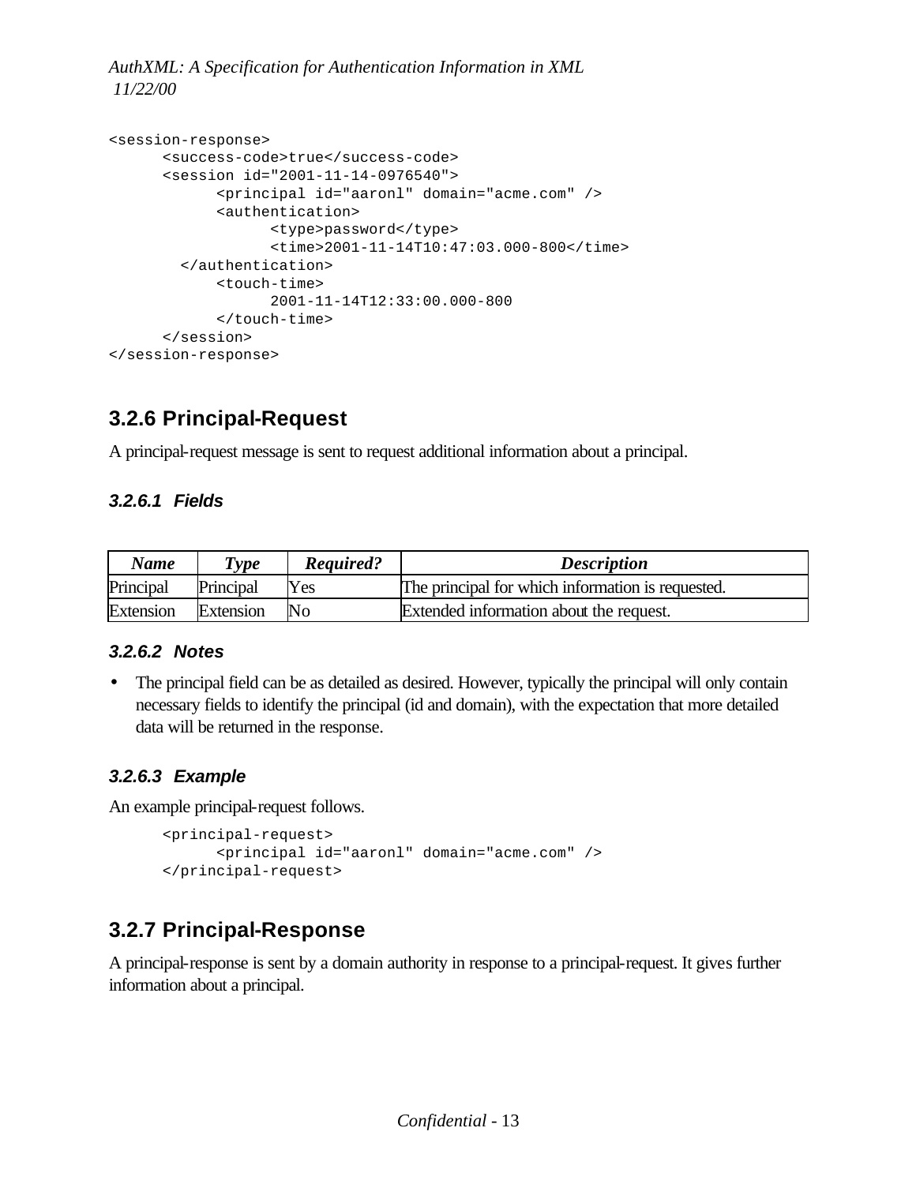```
<session-response>
      <success-code>true</success-code>
      <session id="2001-11-14-0976540">
            <principal id="aaronl" domain="acme.com" />
            <authentication>
                  <type>password</type>
                  <time>2001-11-14T10:47:03.000-800</time>
        </authentication>
            <touch-time>
                  2001-11-14T12:33:00.000-800
            </touch-time>
      </session>
</session-response>
```

## 3.2.6 Principal-Request

A principal-request message is sent to request additional information about a principal.

### 3.2.6.1 Fields

| *Name* | *Type* | *Required?* | *Description* |
|---|---|---|---|
| Principal | Principal | Yes | The principal for which information is requested. |
| Extension | Extension | No | Extended information about the request. |

### 3.2.6.2 Notes

- The principal field can be as detailed as desired. However, typically the principal will only contain necessary fields to identify the principal (id and domain), with the expectation that more detailed data will be returned in the response.

### 3.2.6.3 Example

An example principal-request follows.

```
<principal-request>
      <principal id="aaronl" domain="acme.com" />
</principal-request>
```

## 3.2.7 Principal-Response

A principal-response is sent by a domain authority in response to a principal-request. It gives further information about a principal.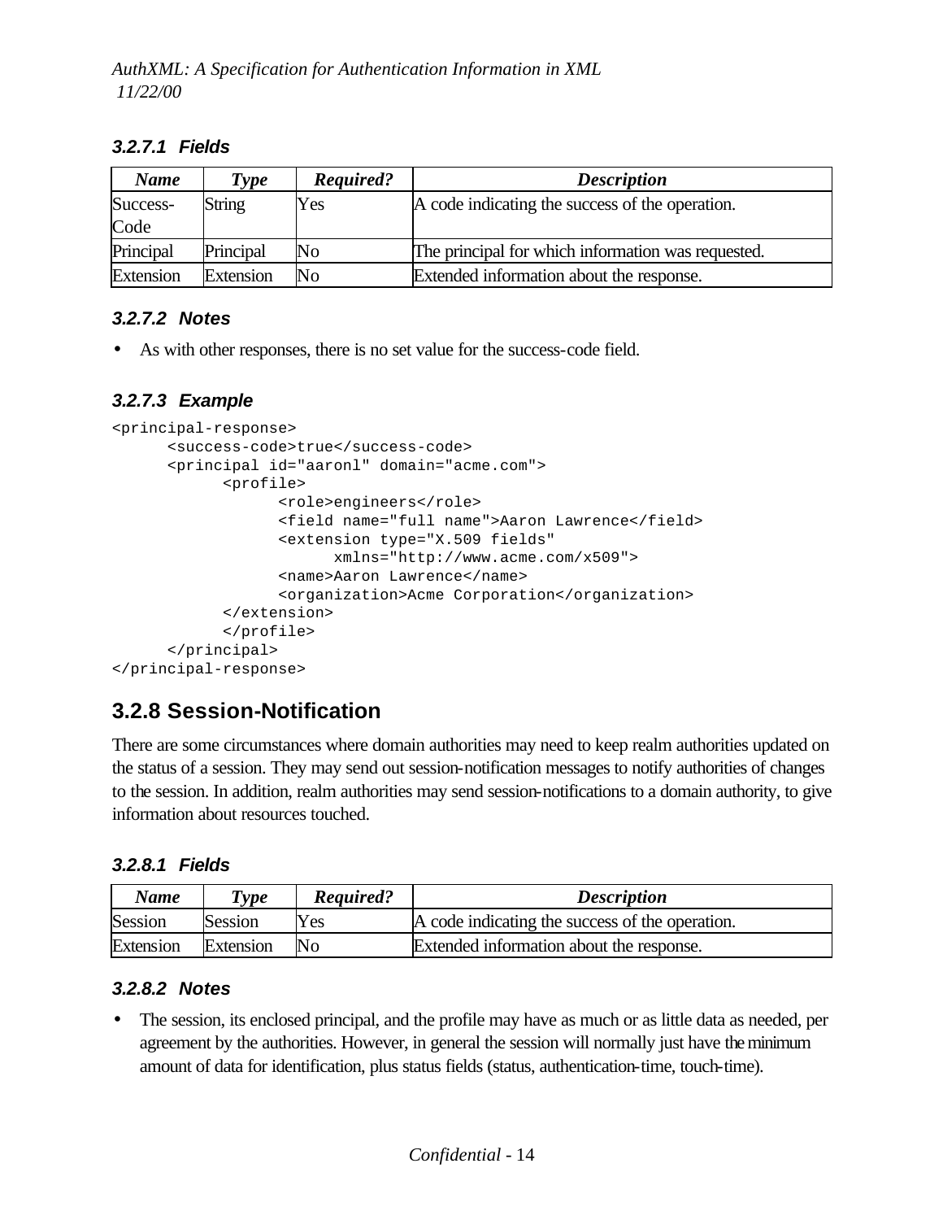#### 3.2.7.1 Fields

| Name | Type | Required? | Description |
|---|---|---|---|
| Success-Code | String | Yes | A code indicating the success of the operation. |
| Principal | Principal | No | The principal for which information was requested. |
| Extension | Extension | No | Extended information about the response. |

#### 3.2.7.2 Notes

- As with other responses, there is no set value for the success-code field.

#### 3.2.7.3 Example

```
<principal-response>
      <success-code>true</success-code>
      <principal id="aaronl" domain="acme.com">
            <profile>
                  <role>engineers</role>
                  <field name="full name">Aaron Lawrence</field>
                  <extension type="X.509 fields"
                        xmlns="http://www.acme.com/x509">
                  <name>Aaron Lawrence</name>
                  <organization>Acme Corporation</organization>
            </extension>
            </profile>
      </principal>
</principal-response>
```

### 3.2.8 Session-Notification

There are some circumstances where domain authorities may need to keep realm authorities updated on the status of a session. They may send out session-notification messages to notify authorities of changes to the session. In addition, realm authorities may send session-notifications to a domain authority, to give information about resources touched.

#### 3.2.8.1 Fields

| Name | Type | Required? | Description |
|---|---|---|---|
| Session | Session | Yes | A code indicating the success of the operation. |
| Extension | Extension | No | Extended information about the response. |

#### 3.2.8.2 Notes

- The session, its enclosed principal, and the profile may have as much or as little data as needed, per agreement by the authorities. However, in general the session will normally just have the minimum amount of data for identification, plus status fields (status, authentication-time, touch-time).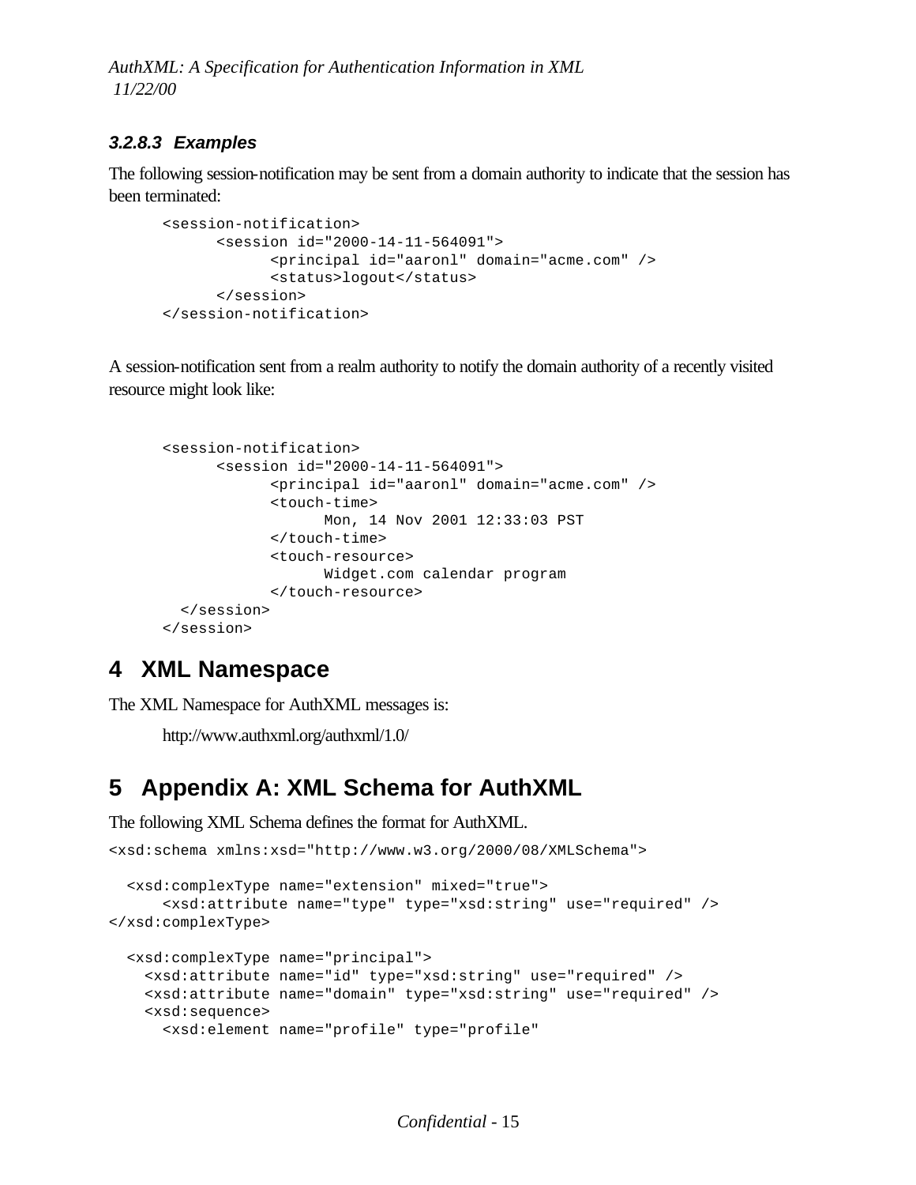#### 3.2.8.3 Examples

The following session-notification may be sent from a domain authority to indicate that the session has been terminated:

```
<session-notification>
      <session id="2000-14-11-564091">
            <principal id="aaronl" domain="acme.com" />
            <status>logout</status>
      </session>
</session-notification>
```

A session-notification sent from a realm authority to notify the domain authority of a recently visited resource might look like:

```
<session-notification>
      <session id="2000-14-11-564091">
            <principal id="aaronl" domain="acme.com" />
            <touch-time>
                  Mon, 14 Nov 2001 12:33:03 PST
            </touch-time>
            <touch-resource>
                  Widget.com calendar program
            </touch-resource>
  </session>
</session>
```

# 4 XML Namespace

The XML Namespace for AuthXML messages is:

http://www.authxml.org/authxml/1.0/

# 5 Appendix A: XML Schema for AuthXML

The following XML Schema defines the format for AuthXML.

```
<xsd:schema xmlns:xsd="http://www.w3.org/2000/08/XMLSchema">

  <xsd:complexType name="extension" mixed="true">
      <xsd:attribute name="type" type="xsd:string" use="required" />
</xsd:complexType>

  <xsd:complexType name="principal">
    <xsd:attribute name="id" type="xsd:string" use="required" />
    <xsd:attribute name="domain" type="xsd:string" use="required" />
    <xsd:sequence>
      <xsd:element name="profile" type="profile"
```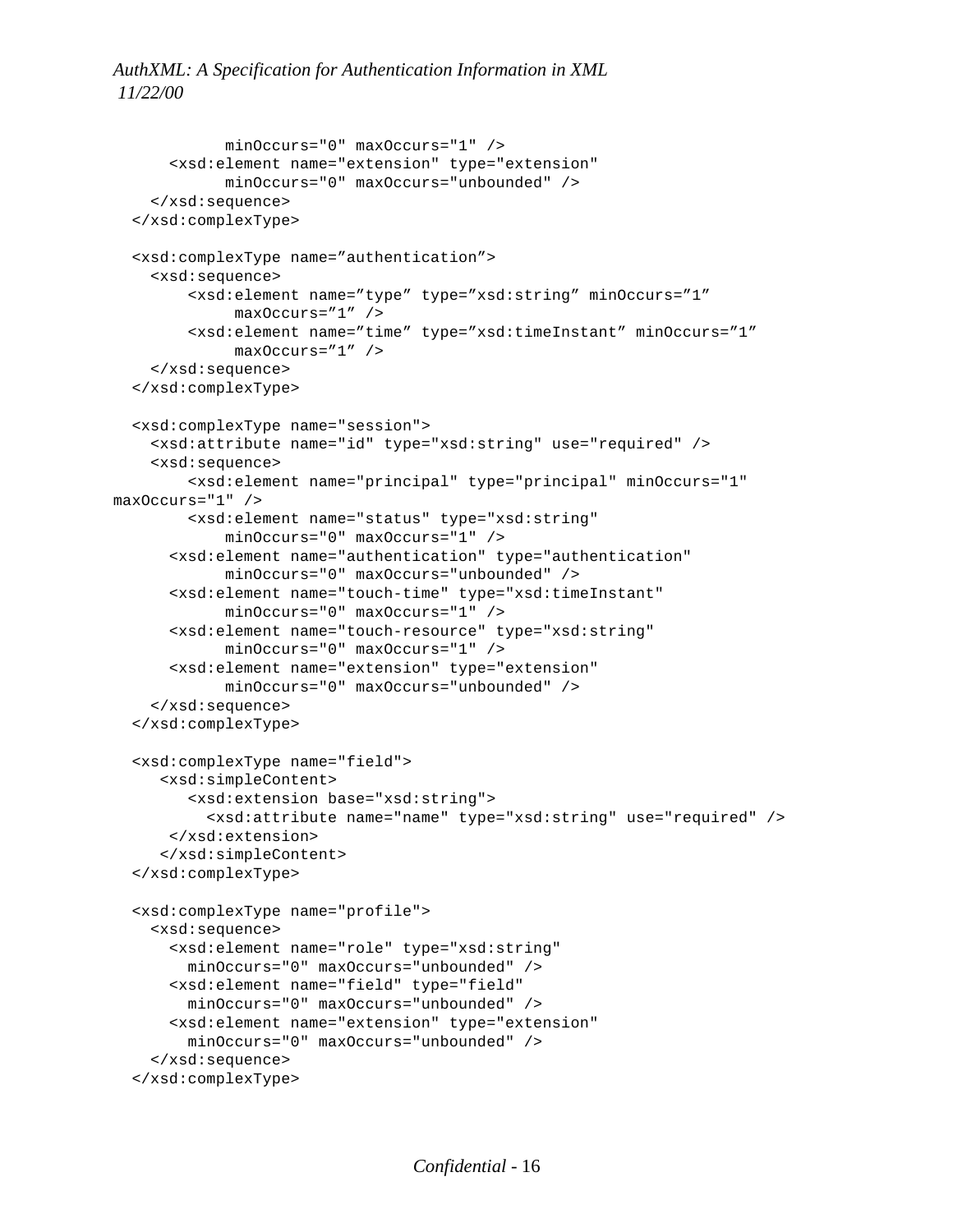```
            minOccurs="0" maxOccurs="1" />
      <xsd:element name="extension" type="extension"
            minOccurs="0" maxOccurs="unbounded" />
    </xsd:sequence>
  </xsd:complexType>

  <xsd:complexType name=”authentication”>
    <xsd:sequence>
        <xsd:element name=”type” type=”xsd:string” minOccurs=”1”
             maxOccurs=”1” />
        <xsd:element name=”time” type=”xsd:timeInstant” minOccurs=”1”
             maxOccurs=”1” />
    </xsd:sequence>
  </xsd:complexType>

  <xsd:complexType name="session">
    <xsd:attribute name="id" type="xsd:string" use="required" />
    <xsd:sequence>
        <xsd:element name="principal" type="principal" minOccurs="1"
maxOccurs="1" />
        <xsd:element name="status" type="xsd:string"
            minOccurs="0" maxOccurs="1" />
      <xsd:element name="authentication" type="authentication"
            minOccurs="0" maxOccurs="unbounded" />
      <xsd:element name="touch-time" type="xsd:timeInstant"
            minOccurs="0" maxOccurs="1" />
      <xsd:element name="touch-resource" type="xsd:string"
            minOccurs="0" maxOccurs="1" />
      <xsd:element name="extension" type="extension"
            minOccurs="0" maxOccurs="unbounded" />
    </xsd:sequence>
  </xsd:complexType>

  <xsd:complexType name="field">
     <xsd:simpleContent>
        <xsd:extension base="xsd:string">
          <xsd:attribute name="name" type="xsd:string" use="required" />
      </xsd:extension>
     </xsd:simpleContent>
  </xsd:complexType>

  <xsd:complexType name="profile">
    <xsd:sequence>
      <xsd:element name="role" type="xsd:string"
        minOccurs="0" maxOccurs="unbounded" />
      <xsd:element name="field" type="field"
        minOccurs="0" maxOccurs="unbounded" />
      <xsd:element name="extension" type="extension"
        minOccurs="0" maxOccurs="unbounded" />
    </xsd:sequence>
  </xsd:complexType>
```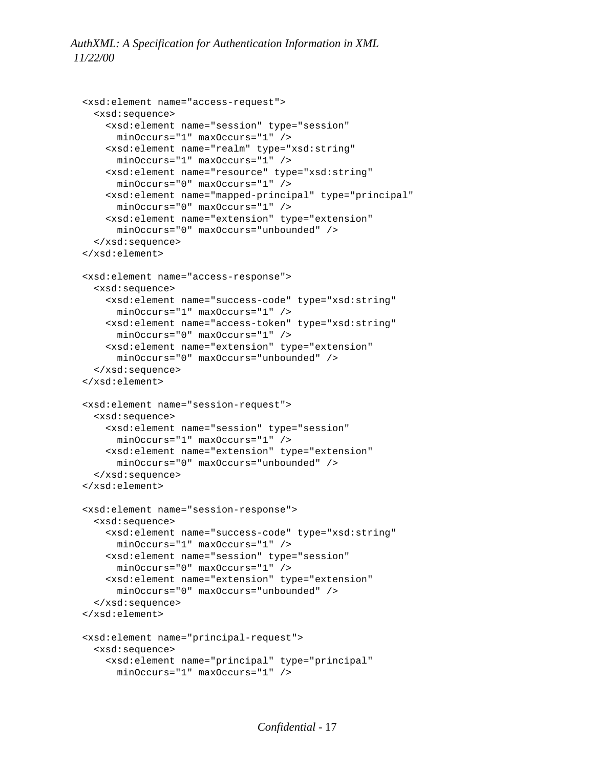```
<xsd:element name="access-request">
  <xsd:sequence>
    <xsd:element name="session" type="session"
      minOccurs="1" maxOccurs="1" />
    <xsd:element name="realm" type="xsd:string"
      minOccurs="1" maxOccurs="1" />
    <xsd:element name="resource" type="xsd:string"
      minOccurs="0" maxOccurs="1" />
    <xsd:element name="mapped-principal" type="principal"
      minOccurs="0" maxOccurs="1" />
    <xsd:element name="extension" type="extension"
      minOccurs="0" maxOccurs="unbounded" />
  </xsd:sequence>
</xsd:element>

<xsd:element name="access-response">
  <xsd:sequence>
    <xsd:element name="success-code" type="xsd:string"
      minOccurs="1" maxOccurs="1" />
    <xsd:element name="access-token" type="xsd:string"
      minOccurs="0" maxOccurs="1" />
    <xsd:element name="extension" type="extension"
      minOccurs="0" maxOccurs="unbounded" />
  </xsd:sequence>
</xsd:element>

<xsd:element name="session-request">
  <xsd:sequence>
    <xsd:element name="session" type="session"
      minOccurs="1" maxOccurs="1" />
    <xsd:element name="extension" type="extension"
      minOccurs="0" maxOccurs="unbounded" />
  </xsd:sequence>
</xsd:element>

<xsd:element name="session-response">
  <xsd:sequence>
    <xsd:element name="success-code" type="xsd:string"
      minOccurs="1" maxOccurs="1" />
    <xsd:element name="session" type="session"
      minOccurs="0" maxOccurs="1" />
    <xsd:element name="extension" type="extension"
      minOccurs="0" maxOccurs="unbounded" />
  </xsd:sequence>
</xsd:element>

<xsd:element name="principal-request">
  <xsd:sequence>
    <xsd:element name="principal" type="principal"
      minOccurs="1" maxOccurs="1" />
```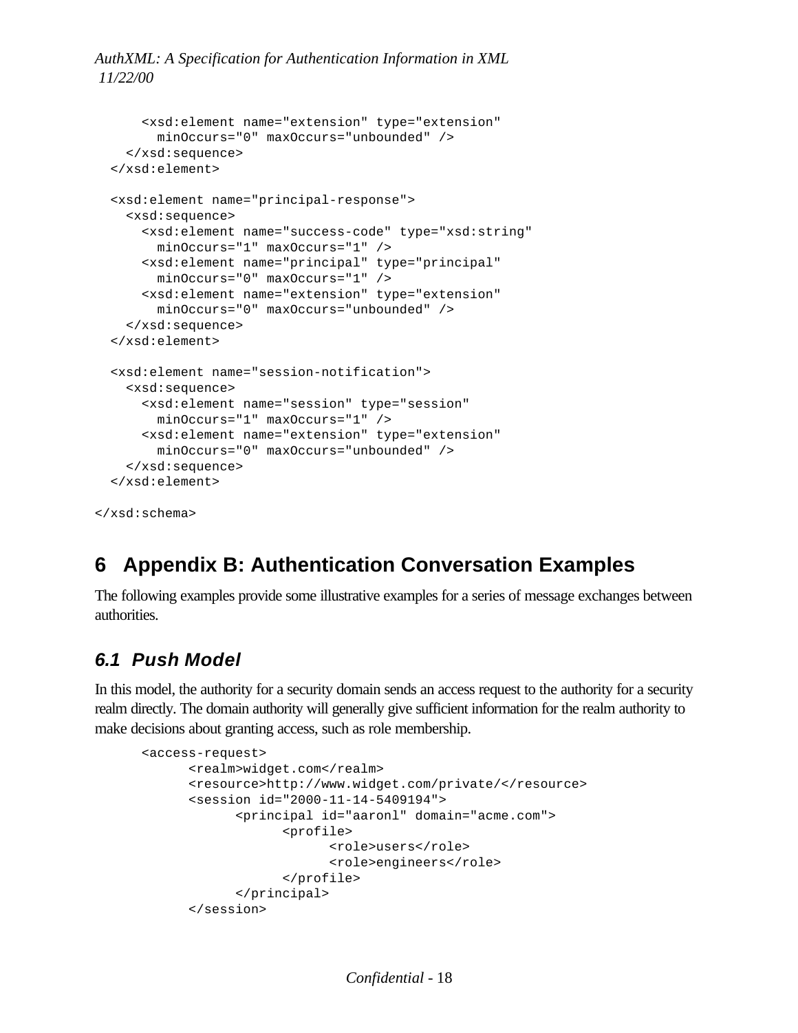```
      <xsd:element name="extension" type="extension"
        minOccurs="0" maxOccurs="unbounded" />
    </xsd:sequence>
  </xsd:element>

  <xsd:element name="principal-response">
    <xsd:sequence>
      <xsd:element name="success-code" type="xsd:string"
        minOccurs="1" maxOccurs="1" />
      <xsd:element name="principal" type="principal"
        minOccurs="0" maxOccurs="1" />
      <xsd:element name="extension" type="extension"
        minOccurs="0" maxOccurs="unbounded" />
    </xsd:sequence>
  </xsd:element>

  <xsd:element name="session-notification">
    <xsd:sequence>
      <xsd:element name="session" type="session"
        minOccurs="1" maxOccurs="1" />
      <xsd:element name="extension" type="extension"
        minOccurs="0" maxOccurs="unbounded" />
    </xsd:sequence>
  </xsd:element>

</xsd:schema>
```

# 6 Appendix B: Authentication Conversation Examples

The following examples provide some illustrative examples for a series of message exchanges between authorities.

## 6.1 Push Model

In this model, the authority for a security domain sends an access request to the authority for a security realm directly. The domain authority will generally give sufficient information for the realm authority to make decisions about granting access, such as role membership.

```
<access-request>
      <realm>widget.com</realm>
      <resource>http://www.widget.com/private/</resource>
      <session id="2000-11-14-5409194">
            <principal id="aaronl" domain="acme.com">
                  <profile>
                        <role>users</role>
                        <role>engineers</role>
                  </profile>
            </principal>
      </session>
```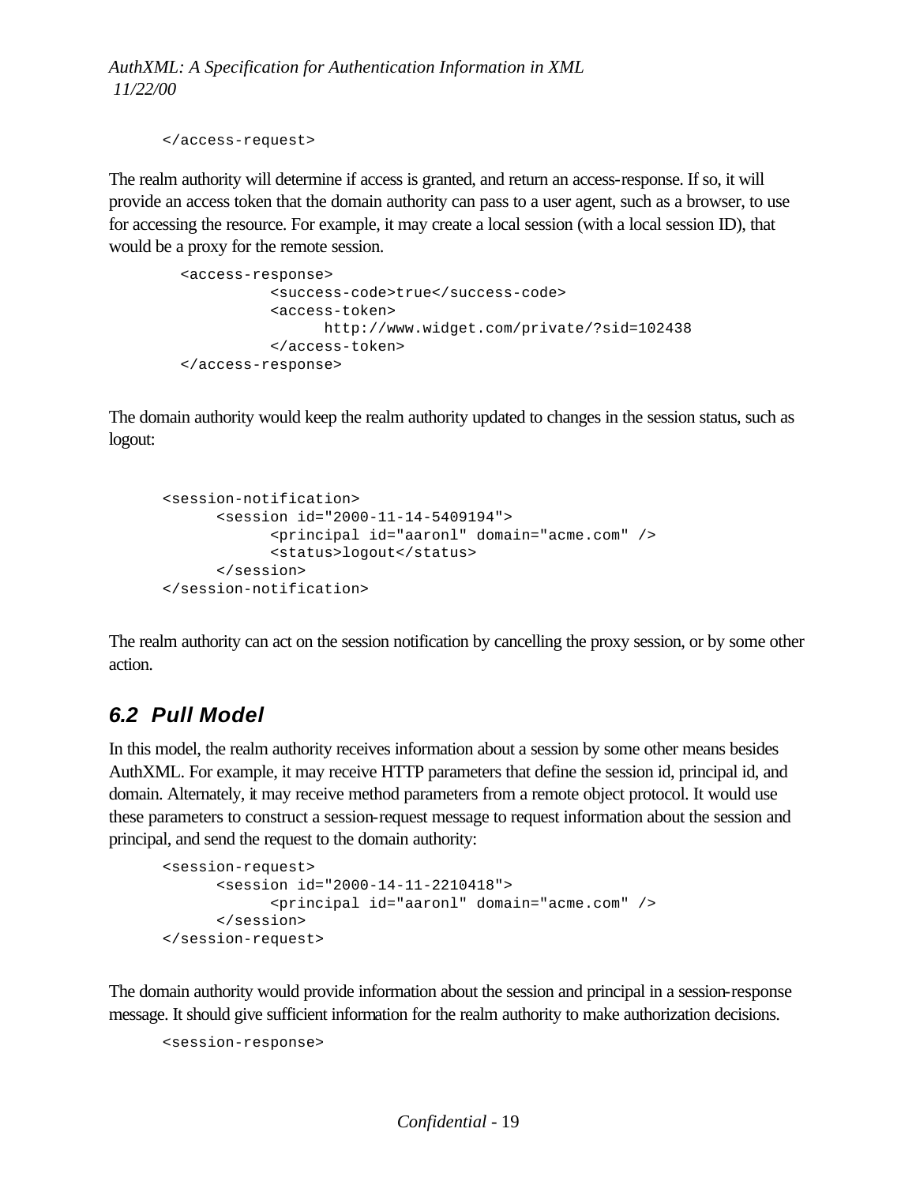```
</access-request>
```

The realm authority will determine if access is granted, and return an access-response. If so, it will provide an access token that the domain authority can pass to a user agent, such as a browser, to use for accessing the resource. For example, it may create a local session (with a local session ID), that would be a proxy for the remote session.

```
<access-response>
        <success-code>true</success-code>
        <access-token>
              http://www.widget.com/private/?sid=102438
        </access-token>
</access-response>
```

The domain authority would keep the realm authority updated to changes in the session status, such as logout:

```
<session-notification>
      <session id="2000-11-14-5409194">
            <principal id="aaronl" domain="acme.com" />
            <status>logout</status>
      </session>
</session-notification>
```

The realm authority can act on the session notification by cancelling the proxy session, or by some other action.

## 6.2 Pull Model

In this model, the realm authority receives information about a session by some other means besides AuthXML. For example, it may receive HTTP parameters that define the session id, principal id, and domain. Alternately, it may receive method parameters from a remote object protocol. It would use these parameters to construct a session-request message to request information about the session and principal, and send the request to the domain authority:

```
<session-request>
      <session id="2000-14-11-2210418">
            <principal id="aaronl" domain="acme.com" />
      </session>
</session-request>
```

The domain authority would provide information about the session and principal in a session-response message. It should give sufficient information for the realm authority to make authorization decisions.

```
<session-response>
```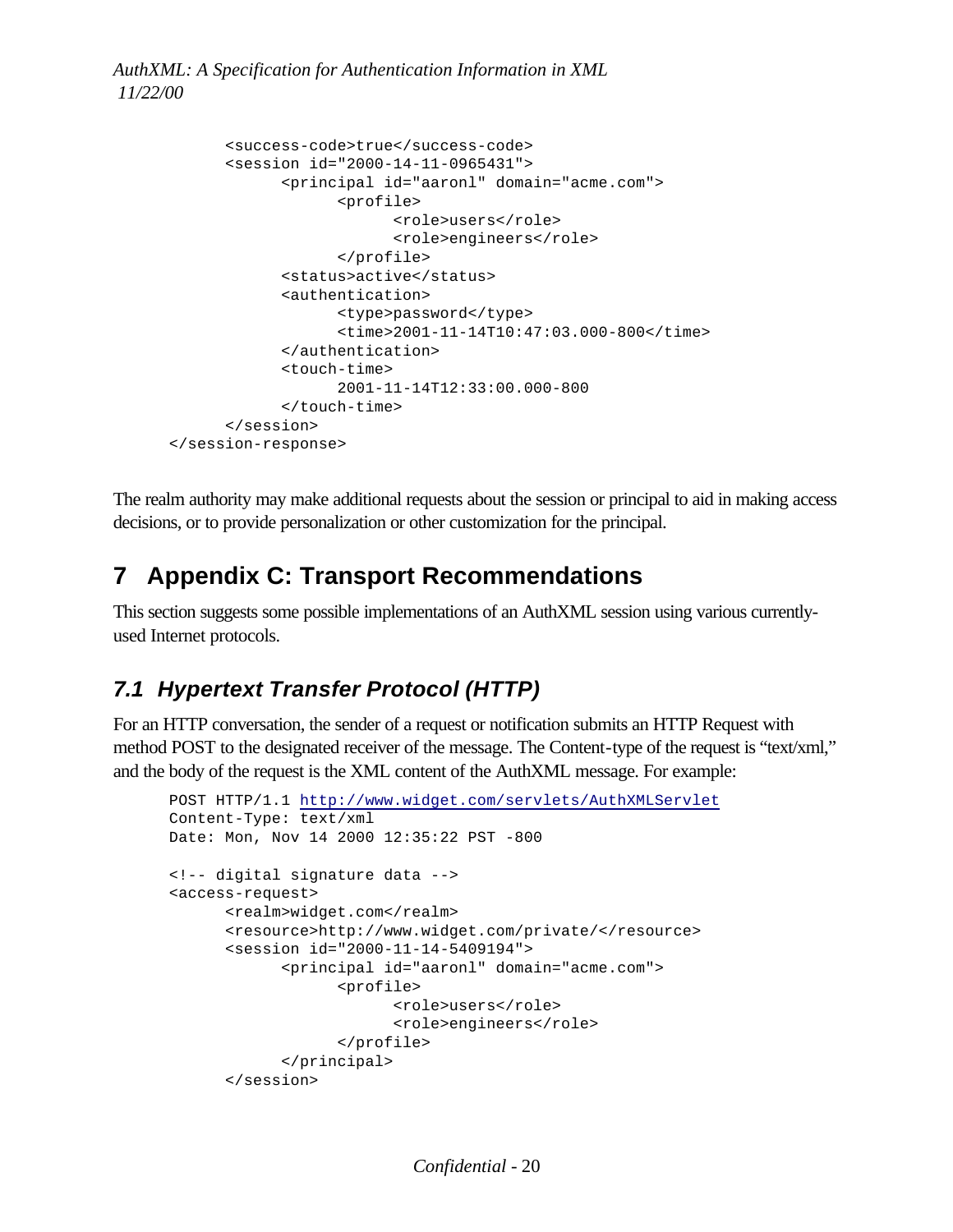```
        <success-code>true</success-code>
        <session id="2000-14-11-0965431">
              <principal id="aaronl" domain="acme.com">
                    <profile>
                          <role>users</role>
                          <role>engineers</role>
                    </profile>
              <status>active</status>
              <authentication>
                    <type>password</type>
                    <time>2001-11-14T10:47:03.000-800</time>
              </authentication>
              <touch-time>
                    2001-11-14T12:33:00.000-800
              </touch-time>
        </session>
  </session-response>
```

The realm authority may make additional requests about the session or principal to aid in making access decisions, or to provide personalization or other customization for the principal.

# 7 Appendix C: Transport Recommendations

This section suggests some possible implementations of an AuthXML session using various currently-used Internet protocols.

## *7.1 Hypertext Transfer Protocol (HTTP)*

For an HTTP conversation, the sender of a request or notification submits an HTTP Request with method POST to the designated receiver of the message. The Content-type of the request is “text/xml,” and the body of the request is the XML content of the AuthXML message. For example:

```
POST HTTP/1.1 http://www.widget.com/servlets/AuthXMLServlet
Content-Type: text/xml
Date: Mon, Nov 14 2000 12:35:22 PST -800

<!-- digital signature data -->
<access-request>
      <realm>widget.com</realm>
      <resource>http://www.widget.com/private/</resource>
      <session id="2000-11-14-5409194">
            <principal id="aaronl" domain="acme.com">
                  <profile>
                        <role>users</role>
                        <role>engineers</role>
                  </profile>
            </principal>
      </session>
```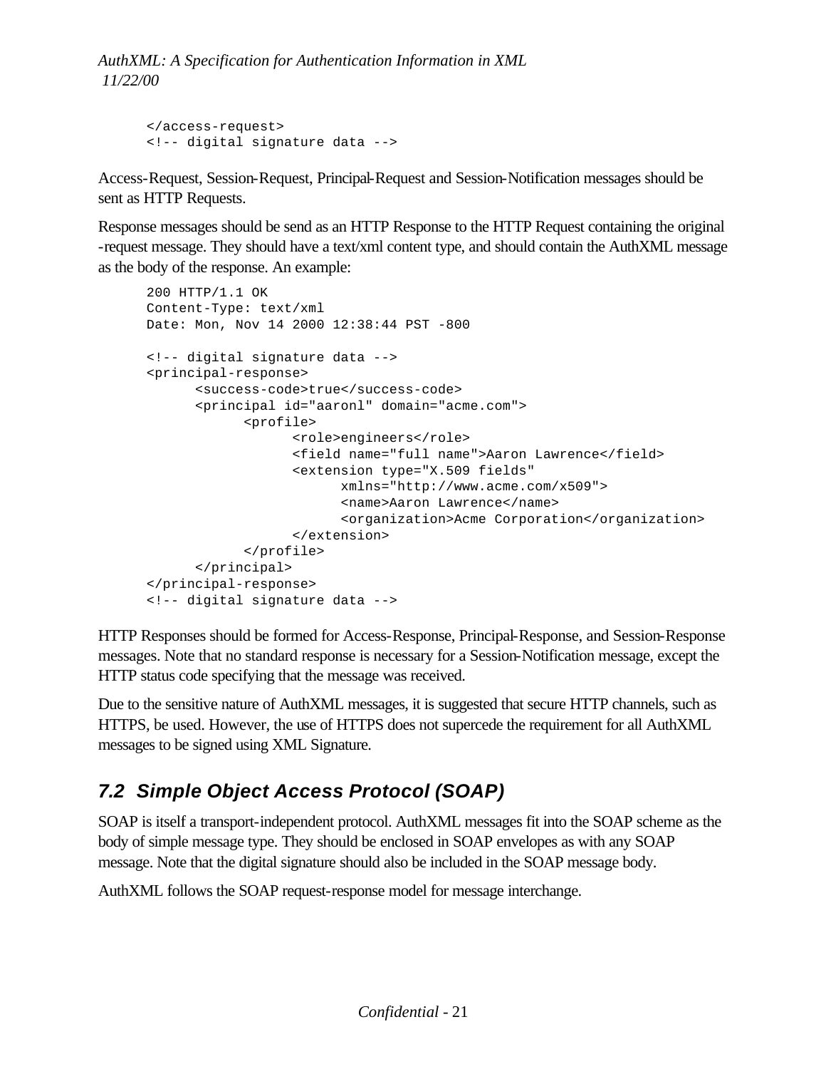```
</access-request>
<!-- digital signature data -->
```

Access-Request, Session-Request, Principal-Request and Session-Notification messages should be sent as HTTP Requests.

Response messages should be send as an HTTP Response to the HTTP Request containing the original -request message. They should have a text/xml content type, and should contain the AuthXML message as the body of the response. An example:

```
200 HTTP/1.1 OK
Content-Type: text/xml
Date: Mon, Nov 14 2000 12:38:44 PST -800

<!-- digital signature data -->
<principal-response>
      <success-code>true</success-code>
      <principal id="aaronl" domain="acme.com">
            <profile>
                  <role>engineers</role>
                  <field name="full name">Aaron Lawrence</field>
                  <extension type="X.509 fields"
                        xmlns="http://www.acme.com/x509">
                        <name>Aaron Lawrence</name>
                        <organization>Acme Corporation</organization>
                  </extension>
            </profile>
      </principal>
</principal-response>
<!-- digital signature data -->
```

HTTP Responses should be formed for Access-Response, Principal-Response, and Session-Response messages. Note that no standard response is necessary for a Session-Notification message, except the HTTP status code specifying that the message was received.

Due to the sensitive nature of AuthXML messages, it is suggested that secure HTTP channels, such as HTTPS, be used. However, the use of HTTPS does not supercede the requirement for all AuthXML messages to be signed using XML Signature.

## 7.2 Simple Object Access Protocol (SOAP)

SOAP is itself a transport-independent protocol. AuthXML messages fit into the SOAP scheme as the body of simple message type. They should be enclosed in SOAP envelopes as with any SOAP message. Note that the digital signature should also be included in the SOAP message body.

AuthXML follows the SOAP request-response model for message interchange.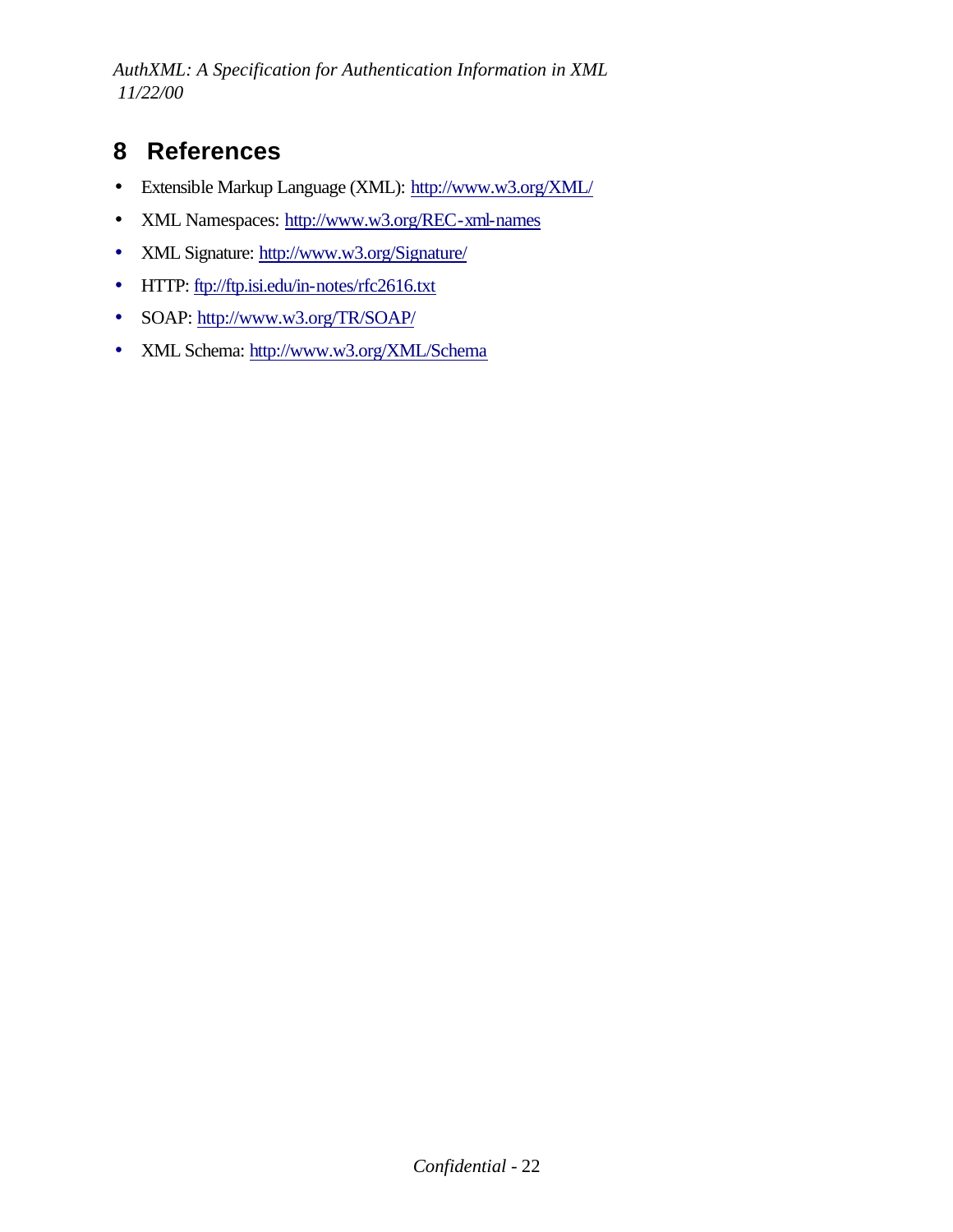# 8 References

- Extensible Markup Language (XML): http://www.w3.org/XML/
- XML Namespaces: http://www.w3.org/REC-xml-names
- XML Signature: http://www.w3.org/Signature/
- HTTP: ftp://ftp.isi.edu/in-notes/rfc2616.txt
- SOAP: http://www.w3.org/TR/SOAP/
- XML Schema: http://www.w3.org/XML/Schema